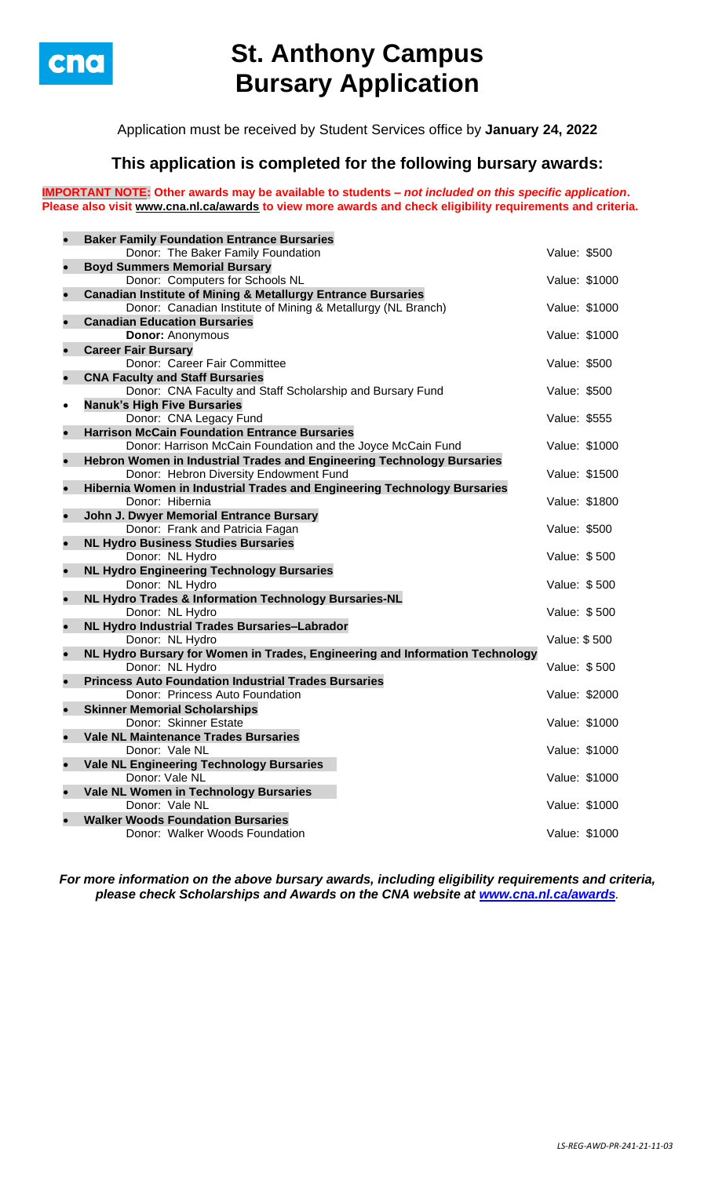cna

# St. Anthony Campus Bursary Application

Application must be received by Student Services office by **January 24, 2022**

## This application is completed for the following bursary awards:

**IMPORTANT NOTE: Other awards may be available to students – *not included on this specific application*. Please also visit www.cna.nl.ca/awards to view more awards and check eligibility requirements and criteria.**

- **Baker Family Foundation Entrance Bursaries**
  Donor: The Baker Family Foundation — Value: $500
- **Boyd Summers Memorial Bursary**
  Donor: Computers for Schools NL — Value: $1000
- **Canadian Institute of Mining & Metallurgy Entrance Bursaries**
  Donor: Canadian Institute of Mining & Metallurgy (NL Branch) — Value: $1000
- **Canadian Education Bursaries**
  **Donor:** Anonymous — Value: $1000
- **Career Fair Bursary**
  Donor: Career Fair Committee — Value: $500
- **CNA Faculty and Staff Bursaries**
  Donor: CNA Faculty and Staff Scholarship and Bursary Fund — Value: $500
- **Nanuk's High Five Bursaries**
  Donor: CNA Legacy Fund — Value: $555
- **Harrison McCain Foundation Entrance Bursaries**
  Donor: Harrison McCain Foundation and the Joyce McCain Fund — Value: $1000
- **Hebron Women in Industrial Trades and Engineering Technology Bursaries**
  Donor: Hebron Diversity Endowment Fund — Value: $1500
- **Hibernia Women in Industrial Trades and Engineering Technology Bursaries**
  Donor: Hibernia — Value: $1800
- **John J. Dwyer Memorial Entrance Bursary**
  Donor: Frank and Patricia Fagan — Value: $500
- **NL Hydro Business Studies Bursaries**
  Donor: NL Hydro — Value: $ 500
- **NL Hydro Engineering Technology Bursaries**
  Donor: NL Hydro — Value: $ 500
- **NL Hydro Trades & Information Technology Bursaries-NL**
  Donor: NL Hydro — Value: $ 500
- **NL Hydro Industrial Trades Bursaries–Labrador**
  Donor: NL Hydro — Value: $ 500
- **NL Hydro Bursary for Women in Trades, Engineering and Information Technology**
  Donor: NL Hydro — Value: $ 500
- **Princess Auto Foundation Industrial Trades Bursaries**
  Donor: Princess Auto Foundation — Value: $2000
- **Skinner Memorial Scholarships**
  Donor: Skinner Estate — Value: $1000
- **Vale NL Maintenance Trades Bursaries**
  Donor: Vale NL — Value: $1000
- **Vale NL Engineering Technology Bursaries**
  Donor: Vale NL — Value: $1000
- **Vale NL Women in Technology Bursaries**
  Donor: Vale NL — Value: $1000
- **Walker Woods Foundation Bursaries**
  Donor: Walker Woods Foundation — Value: $1000

***For more information on the above bursary awards, including eligibility requirements and criteria, please check Scholarships and Awards on the CNA website at www.cna.nl.ca/awards.***

*LS-REG-AWD-PR-241-21-11-03*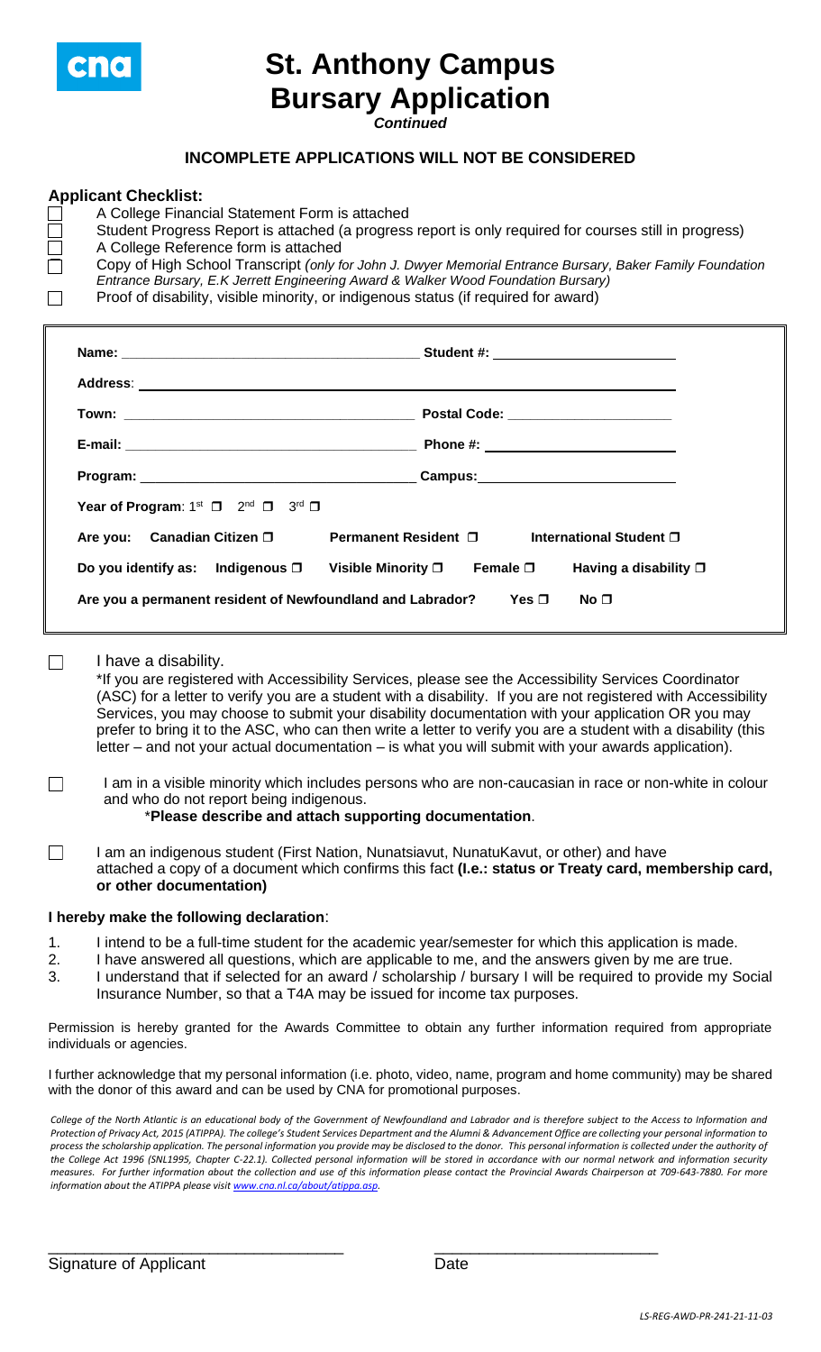cna

# St. Anthony Campus Bursary Application

***Continued***

### INCOMPLETE APPLICATIONS WILL NOT BE CONSIDERED

**Applicant Checklist:**

- ☐ A College Financial Statement Form is attached
- ☐ Student Progress Report is attached (a progress report is only required for courses still in progress)
- ☐ A College Reference form is attached
- ☐ Copy of High School Transcript *(only for John J. Dwyer Memorial Entrance Bursary, Baker Family Foundation Entrance Bursary, E.K Jerrett Engineering Award & Walker Wood Foundation Bursary)*
- ☐ Proof of disability, visible minority, or indigenous status (if required for award)

**Name:** ______________________ **Student #:** ______________________

**Address**: ______________________

**Town:** ______________________ **Postal Code:** ______________________

**E-mail:** ______________________ **Phone #:** ______________________

**Program:** ______________________ **Campus:** ______________________

**Year of Program**: 1st ☐ 2nd ☐ 3rd ☐

**Are you: Canadian Citizen ☐ Permanent Resident ☐ International Student ☐**

**Do you identify as: Indigenous ☐ Visible Minority ☐ Female ☐ Having a disability ☐**

**Are you a permanent resident of Newfoundland and Labrador? Yes ☐ No ☐**

☐ I have a disability.
*If you are registered with Accessibility Services, please see the Accessibility Services Coordinator (ASC) for a letter to verify you are a student with a disability. If you are not registered with Accessibility Services, you may choose to submit your disability documentation with your application OR you may prefer to bring it to the ASC, who can then write a letter to verify you are a student with a disability (this letter – and not your actual documentation – is what you will submit with your awards application).

☐ I am in a visible minority which includes persons who are non-caucasian in race or non-white in colour and who do not report being indigenous.
*__Please describe and attach supporting documentation__.

☐ I am an indigenous student (First Nation, Nunatsiavut, NunatuKavut, or other) and have attached a copy of a document which confirms this fact **(I.e.: status or Treaty card, membership card, or other documentation)**

**I hereby make the following declaration**:

1. I intend to be a full-time student for the academic year/semester for which this application is made.
2. I have answered all questions, which are applicable to me, and the answers given by me are true.
3. I understand that if selected for an award / scholarship / bursary I will be required to provide my Social Insurance Number, so that a T4A may be issued for income tax purposes.

Permission is hereby granted for the Awards Committee to obtain any further information required from appropriate individuals or agencies.

I further acknowledge that my personal information (i.e. photo, video, name, program and home community) may be shared with the donor of this award and can be used by CNA for promotional purposes.

*College of the North Atlantic is an educational body of the Government of Newfoundland and Labrador and is therefore subject to the Access to Information and Protection of Privacy Act, 2015 (ATIPPA). The college's Student Services Department and the Alumni & Advancement Office are collecting your personal information to process the scholarship application. The personal information you provide may be disclosed to the donor. This personal information is collected under the authority of the College Act 1996 (SNL1995, Chapter C-22.1). Collected personal information will be stored in accordance with our normal network and information security measures. For further information about the collection and use of this information please contact the Provincial Awards Chairperson at 709-643-7880. For more information about the ATIPPA please visit www.cna.nl.ca/about/atippa.asp.*

______________________ ______________________
Signature of Applicant Date

*LS-REG-AWD-PR-241-21-11-03*